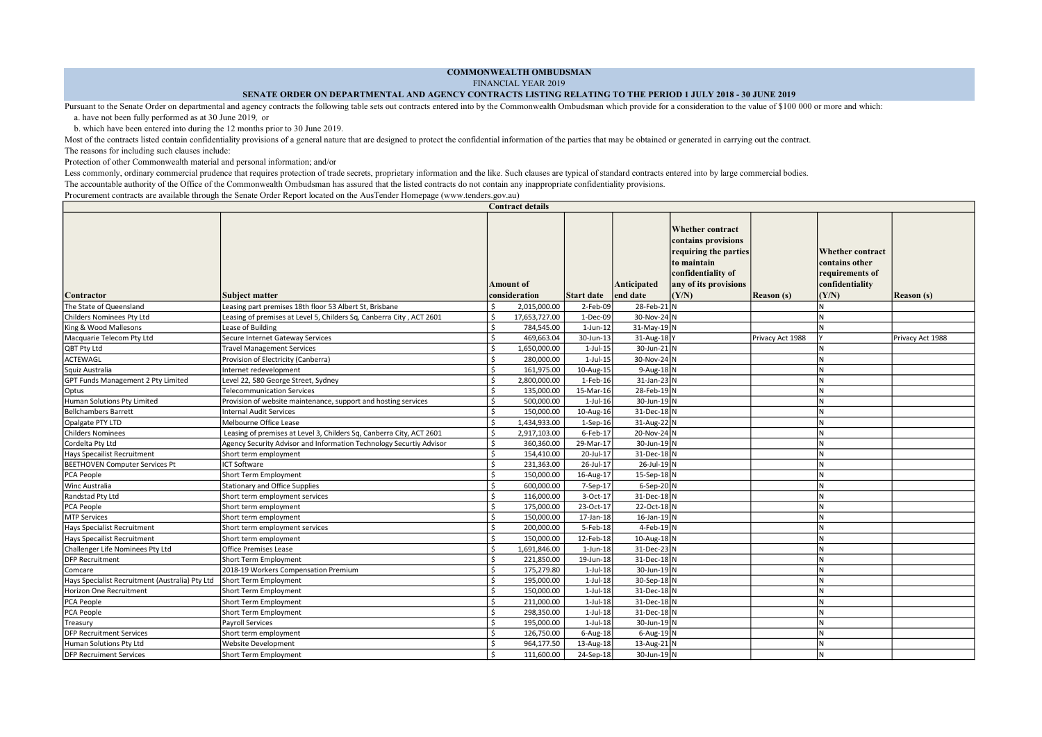# COMMONWEALTH OMBUDSMAN

FINANCIAL YEAR 2019

**SENATE ORDER ON DEPARTMENTAL AND AGENCY CONTRACTS LISTING RELATING TO THE PERIOD 1 JULY 2018 - 30 JUNE 2019**

Pursuant to the Senate Order on departmental and agency contracts the following table sets out contracts entered into by the Commonwealth Ombudsman which provide for a consideration to the value of $100 000 or more and which:

a. have not been fully performed as at 30 June 2019, or

b. which have been entered into during the 12 months prior to 30 June 2019.

Most of the contracts listed contain confidentiality provisions of a general nature that are designed to protect the confidential information of the parties that may be obtained or generated in carrying out the contract.

The reasons for including such clauses include:

Protection of other Commonwealth material and personal information; and/or

Less commonly, ordinary commercial prudence that requires protection of trade secrets, proprietary information and the like. Such clauses are typical of standard contracts entered into by large commercial bodies.

The accountable authority of the Office of the Commonwealth Ombudsman has assured that the listed contracts do not contain any inappropriate confidentiality provisions.

Procurement contracts are available through the Senate Order Report located on the AusTender Homepage (www.tenders.gov.au)

| Contract details | | | | | | | | |
|---|---|---|---|---|---|---|---|---|
| Contractor | Subject matter | Amount of consideration | Start date | Anticipated end date | Whether contract contains provisions requiring the parties to maintain confidentiality of any of its provisions (Y/N) | Reason (s) | Whether contract contains other requirements of confidentiality (Y/N) | Reason (s) |
| The State of Queensland | Leasing part premises 18th floor 53 Albert St, Brisbane | $ 2,015,000.00 | 2-Feb-09 | 28-Feb-21 | N | | N | |
| Childers Nominees Pty Ltd | Leasing of premises at Level 5, Childers Sq, Canberra City , ACT 2601 | $ 17,653,727.00 | 1-Dec-09 | 30-Nov-24 | N | | N | |
| King & Wood Mallesons | Lease of Building | $ 784,545.00 | 1-Jun-12 | 31-May-19 | N | | N | |
| Macquarie Telecom Pty Ltd | Secure Internet Gateway Services | $ 469,663.04 | 30-Jun-13 | 31-Aug-18 | Y | Privacy Act 1988 | Y | Privacy Act 1988 |
| QBT Pty Ltd | Travel Management Services | $ 1,650,000.00 | 1-Jul-15 | 30-Jun-21 | N | | N | |
| ACTEWAGL | Provision of Electricity (Canberra) | $ 280,000.00 | 1-Jul-15 | 30-Nov-24 | N | | N | |
| Squiz Australia | Internet redevelopment | $ 161,975.00 | 10-Aug-15 | 9-Aug-18 | N | | N | |
| GPT Funds Management 2 Pty Limited | Level 22, 580 George Street, Sydney | $ 2,800,000.00 | 1-Feb-16 | 31-Jan-23 | N | | N | |
| Optus | Telecommunication Services | $ 135,000.00 | 15-Mar-16 | 28-Feb-19 | N | | N | |
| Human Solutions Pty Limited | Provision of website maintenance, support and hosting services | $ 500,000.00 | 1-Jul-16 | 30-Jun-19 | N | | N | |
| Bellchambers Barrett | Internal Audit Services | $ 150,000.00 | 10-Aug-16 | 31-Dec-18 | N | | N | |
| Opalgate PTY LTD | Melbourne Office Lease | $ 1,434,933.00 | 1-Sep-16 | 31-Aug-22 | N | | N | |
| Childers Nominees | Leasing of premises at Level 3, Childers Sq, Canberra City, ACT 2601 | $ 2,917,103.00 | 6-Feb-17 | 20-Nov-24 | N | | N | |
| Cordelta Pty Ltd | Agency Security Advisor and Information Technology Securtiy Advisor | $ 360,360.00 | 29-Mar-17 | 30-Jun-19 | N | | N | |
| Hays Specailist Recruitment | Short term employment | $ 154,410.00 | 20-Jul-17 | 31-Dec-18 | N | | N | |
| BEETHOVEN Computer Services Pt | ICT Software | $ 231,363.00 | 26-Jul-17 | 26-Jul-19 | N | | N | |
| PCA People | Short Term Employment | $ 150,000.00 | 16-Aug-17 | 15-Sep-18 | N | | N | |
| Winc Australia | Stationary and Office Supplies | $ 600,000.00 | 7-Sep-17 | 6-Sep-20 | N | | N | |
| Randstad Pty Ltd | Short term employment services | $ 116,000.00 | 3-Oct-17 | 31-Dec-18 | N | | N | |
| PCA People | Short term employment | $ 175,000.00 | 23-Oct-17 | 22-Oct-18 | N | | N | |
| MTP Services | Short term employment | $ 150,000.00 | 17-Jan-18 | 16-Jan-19 | N | | N | |
| Hays Specialist Recruitment | Short term employment services | $ 200,000.00 | 5-Feb-18 | 4-Feb-19 | N | | N | |
| Hays Specialist Recruitment | Short term employment | $ 150,000.00 | 12-Feb-18 | 10-Aug-18 | N | | N | |
| Challenger Life Nominees Pty Ltd | Office Premises Lease | $ 1,691,846.00 | 1-Jun-18 | 31-Dec-23 | N | | N | |
| DFP Recruitment | Short Term Employment | $ 221,850.00 | 19-Jun-18 | 31-Dec-18 | N | | N | |
| Comcare | 2018-19 Workers Compensation Premium | $ 175,279.80 | 1-Jul-18 | 30-Jun-19 | N | | N | |
| Hays Specialist Recruitment (Australia) Pty Ltd | Short Term Employment | $ 195,000.00 | 1-Jul-18 | 30-Sep-18 | N | | N | |
| Horizon One Recruitment | Short Term Employment | $ 150,000.00 | 1-Jul-18 | 31-Dec-18 | N | | N | |
| PCA People | Short Term Employment | $ 211,000.00 | 1-Jul-18 | 31-Dec-18 | N | | N | |
| PCA People | Short Term Employment | $ 298,350.00 | 1-Jul-18 | 31-Dec-18 | N | | N | |
| Treasury | Payroll Services | $ 195,000.00 | 1-Jul-18 | 30-Jun-19 | N | | N | |
| DFP Recruitment Services | Short term employment | $ 126,750.00 | 6-Aug-18 | 6-Aug-19 | N | | N | |
| Human Solutions Pty Ltd | Website Development | $ 964,177.50 | 13-Aug-18 | 13-Aug-21 | N | | N | |
| DFP Recruiment Services | Short Term Employment | $ 111,600.00 | 24-Sep-18 | 30-Jun-19 | N | | N | |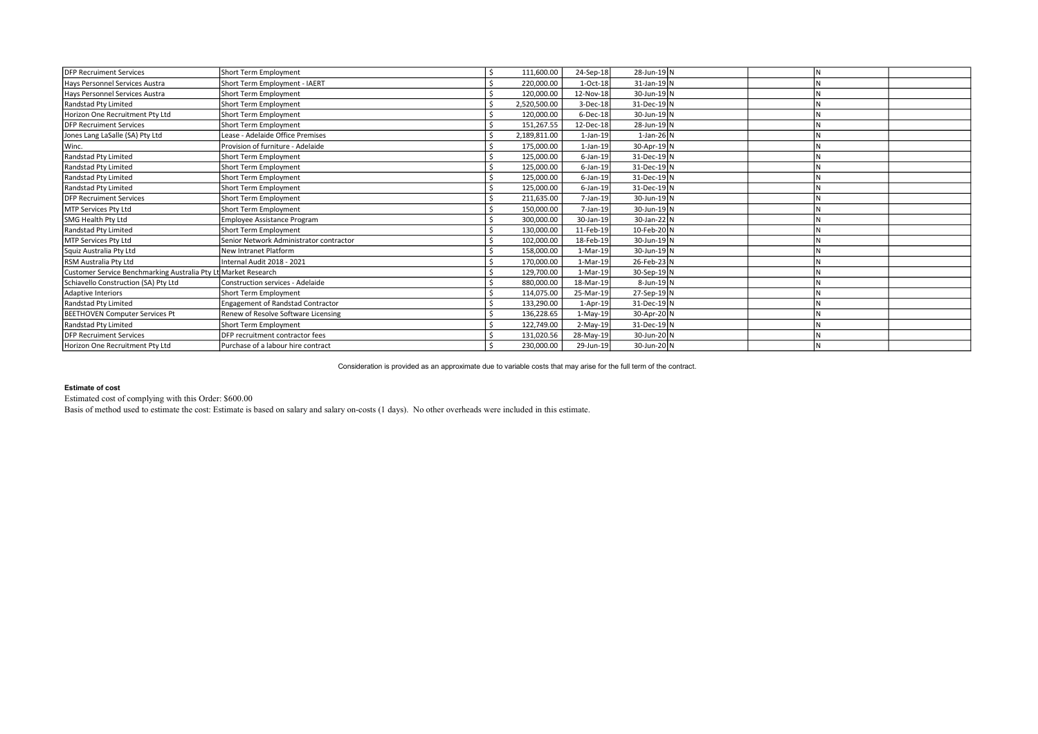| | | | | | | | | |
|---|---|---|---|---|---|---|---|---|
| DFP Recruiment Services | Short Term Employment | $ 111,600.00 | 24-Sep-18 | 28-Jun-19 | N | | N | |
| Hays Personnel Services Austra | Short Term Employment - IAERT | $ 220,000.00 | 1-Oct-18 | 31-Jan-19 | N | | N | |
| Hays Personnel Services Austra | Short Term Employment | $ 120,000.00 | 12-Nov-18 | 30-Jun-19 | N | | N | |
| Randstad Pty Limited | Short Term Employment | $ 2,520,500.00 | 3-Dec-18 | 31-Dec-19 | N | | N | |
| Horizon One Recruitment Pty Ltd | Short Term Employment | $ 120,000.00 | 6-Dec-18 | 30-Jun-19 | N | | N | |
| DFP Recruiment Services | Short Term Employment | $ 151,267.55 | 12-Dec-18 | 28-Jun-19 | N | | N | |
| Jones Lang LaSalle (SA) Pty Ltd | Lease - Adelaide Office Premises | $ 2,189,811.00 | 1-Jan-19 | 1-Jan-26 | N | | N | |
| Winc. | Provision of furniture - Adelaide | $ 175,000.00 | 1-Jan-19 | 30-Apr-19 | N | | N | |
| Randstad Pty Limited | Short Term Employment | $ 125,000.00 | 6-Jan-19 | 31-Dec-19 | N | | N | |
| Randstad Pty Limited | Short Term Employment | $ 125,000.00 | 6-Jan-19 | 31-Dec-19 | N | | N | |
| Randstad Pty Limited | Short Term Employment | $ 125,000.00 | 6-Jan-19 | 31-Dec-19 | N | | N | |
| Randstad Pty Limited | Short Term Employment | $ 125,000.00 | 6-Jan-19 | 31-Dec-19 | N | | N | |
| DFP Recruiment Services | Short Term Employment | $ 211,635.00 | 7-Jan-19 | 30-Jun-19 | N | | N | |
| MTP Services Pty Ltd | Short Term Employment | $ 150,000.00 | 7-Jan-19 | 30-Jun-19 | N | | N | |
| SMG Health Pty Ltd | Employee Assistance Program | $ 300,000.00 | 30-Jan-19 | 30-Jan-22 | N | | N | |
| Randstad Pty Limited | Short Term Employment | $ 130,000.00 | 11-Feb-19 | 10-Feb-20 | N | | N | |
| MTP Services Pty Ltd | Senior Network Administrator contractor | $ 102,000.00 | 18-Feb-19 | 30-Jun-19 | N | | N | |
| Squiz Australia Pty Ltd | New Intranet Platform | $ 158,000.00 | 1-Mar-19 | 30-Jun-19 | N | | N | |
| RSM Australia Pty Ltd | Internal Audit 2018 - 2021 | $ 170,000.00 | 1-Mar-19 | 26-Feb-23 | N | | N | |
| Customer Service Benchmarking Australia Pty Lt | Market Research | $ 129,700.00 | 1-Mar-19 | 30-Sep-19 | N | | N | |
| Schiavello Construction (SA) Pty Ltd | Construction services - Adelaide | $ 880,000.00 | 18-Mar-19 | 8-Jun-19 | N | | N | |
| Adaptive Interiors | Short Term Employment | $ 114,075.00 | 25-Mar-19 | 27-Sep-19 | N | | N | |
| Randstad Pty Limited | Engagement of Randstad Contractor | $ 133,290.00 | 1-Apr-19 | 31-Dec-19 | N | | N | |
| BEETHOVEN Computer Services Pt | Renew of Resolve Software Licensing | $ 136,228.65 | 1-May-19 | 30-Apr-20 | N | | N | |
| Randstad Pty Limited | Short Term Employment | $ 122,749.00 | 2-May-19 | 31-Dec-19 | N | | N | |
| DFP Recruiment Services | DFP recruitment contractor fees | $ 131,020.56 | 28-May-19 | 30-Jun-20 | N | | N | |
| Horizon One Recruitment Pty Ltd | Purchase of a labour hire contract | $ 230,000.00 | 29-Jun-19 | 30-Jun-20 | N | | N | |

Consideration is provided as an approximate due to variable costs that may arise for the full term of the contract.

**Estimate of cost**

Estimated cost of complying with this Order: $600.00

Basis of method used to estimate the cost: Estimate is based on salary and salary on-costs (1 days). No other overheads were included in this estimate.